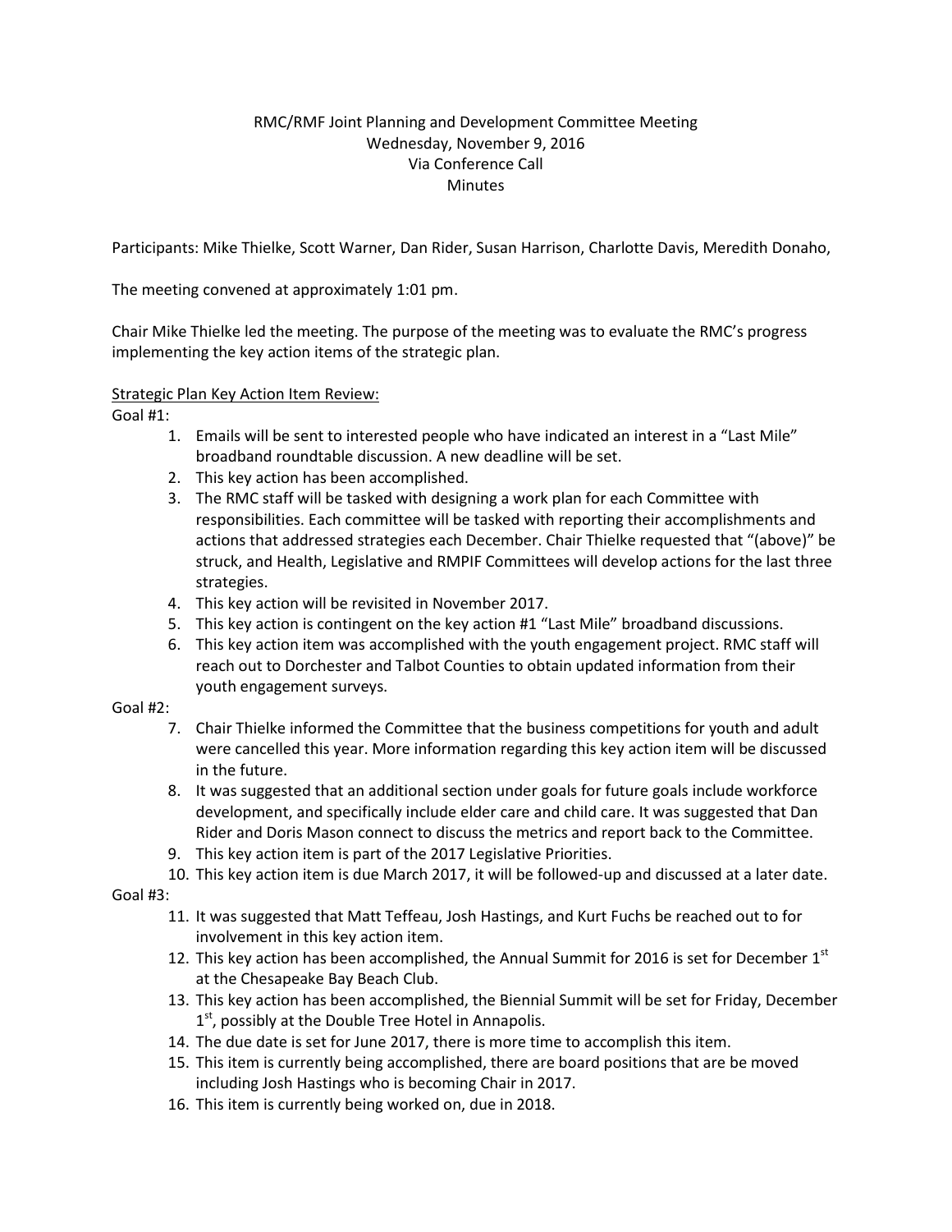RMC/RMF Joint Planning and Development Committee Meeting
Wednesday, November 9, 2016
Via Conference Call
Minutes

Participants: Mike Thielke, Scott Warner, Dan Rider, Susan Harrison, Charlotte Davis, Meredith Donaho,

The meeting convened at approximately 1:01 pm.

Chair Mike Thielke led the meeting. The purpose of the meeting was to evaluate the RMC's progress implementing the key action items of the strategic plan.

<u>Strategic Plan Key Action Item Review:</u>

Goal #1:

1. Emails will be sent to interested people who have indicated an interest in a "Last Mile" broadband roundtable discussion. A new deadline will be set.
2. This key action has been accomplished.
3. The RMC staff will be tasked with designing a work plan for each Committee with responsibilities. Each committee will be tasked with reporting their accomplishments and actions that addressed strategies each December. Chair Thielke requested that "(above)" be struck, and Health, Legislative and RMPIF Committees will develop actions for the last three strategies.
4. This key action will be revisited in November 2017.
5. This key action is contingent on the key action #1 "Last Mile" broadband discussions.
6. This key action item was accomplished with the youth engagement project. RMC staff will reach out to Dorchester and Talbot Counties to obtain updated information from their youth engagement surveys.

Goal #2:

7. Chair Thielke informed the Committee that the business competitions for youth and adult were cancelled this year. More information regarding this key action item will be discussed in the future.
8. It was suggested that an additional section under goals for future goals include workforce development, and specifically include elder care and child care. It was suggested that Dan Rider and Doris Mason connect to discuss the metrics and report back to the Committee.
9. This key action item is part of the 2017 Legislative Priorities.
10. This key action item is due March 2017, it will be followed-up and discussed at a later date.

Goal #3:

11. It was suggested that Matt Teffeau, Josh Hastings, and Kurt Fuchs be reached out to for involvement in this key action item.
12. This key action has been accomplished, the Annual Summit for 2016 is set for December 1st at the Chesapeake Bay Beach Club.
13. This key action has been accomplished, the Biennial Summit will be set for Friday, December 1st, possibly at the Double Tree Hotel in Annapolis.
14. The due date is set for June 2017, there is more time to accomplish this item.
15. This item is currently being accomplished, there are board positions that are be moved including Josh Hastings who is becoming Chair in 2017.
16. This item is currently being worked on, due in 2018.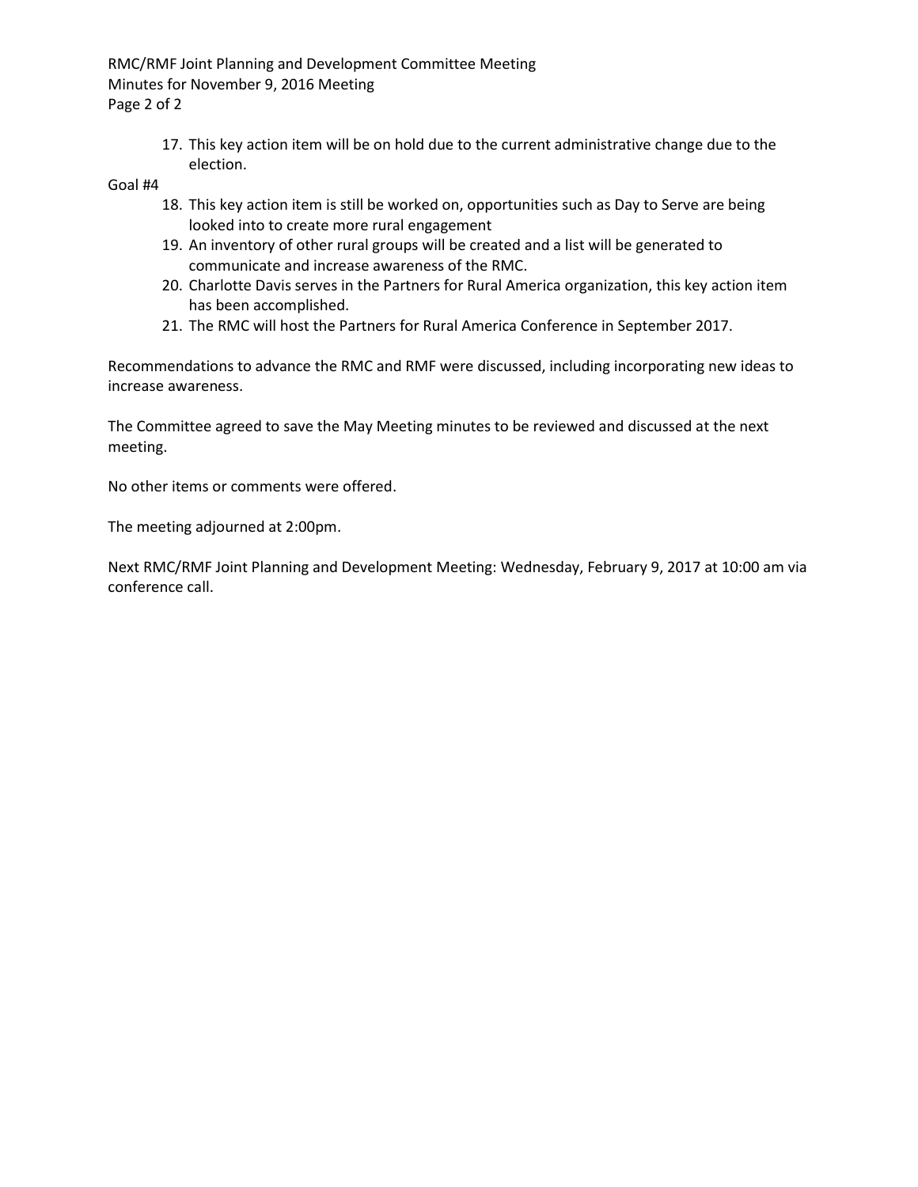17. This key action item will be on hold due to the current administrative change due to the election.

Goal #4

18. This key action item is still be worked on, opportunities such as Day to Serve are being looked into to create more rural engagement
19. An inventory of other rural groups will be created and a list will be generated to communicate and increase awareness of the RMC.
20. Charlotte Davis serves in the Partners for Rural America organization, this key action item has been accomplished.
21. The RMC will host the Partners for Rural America Conference in September 2017.

Recommendations to advance the RMC and RMF were discussed, including incorporating new ideas to increase awareness.

The Committee agreed to save the May Meeting minutes to be reviewed and discussed at the next meeting.

No other items or comments were offered.

The meeting adjourned at 2:00pm.

Next RMC/RMF Joint Planning and Development Meeting: Wednesday, February 9, 2017 at 10:00 am via conference call.